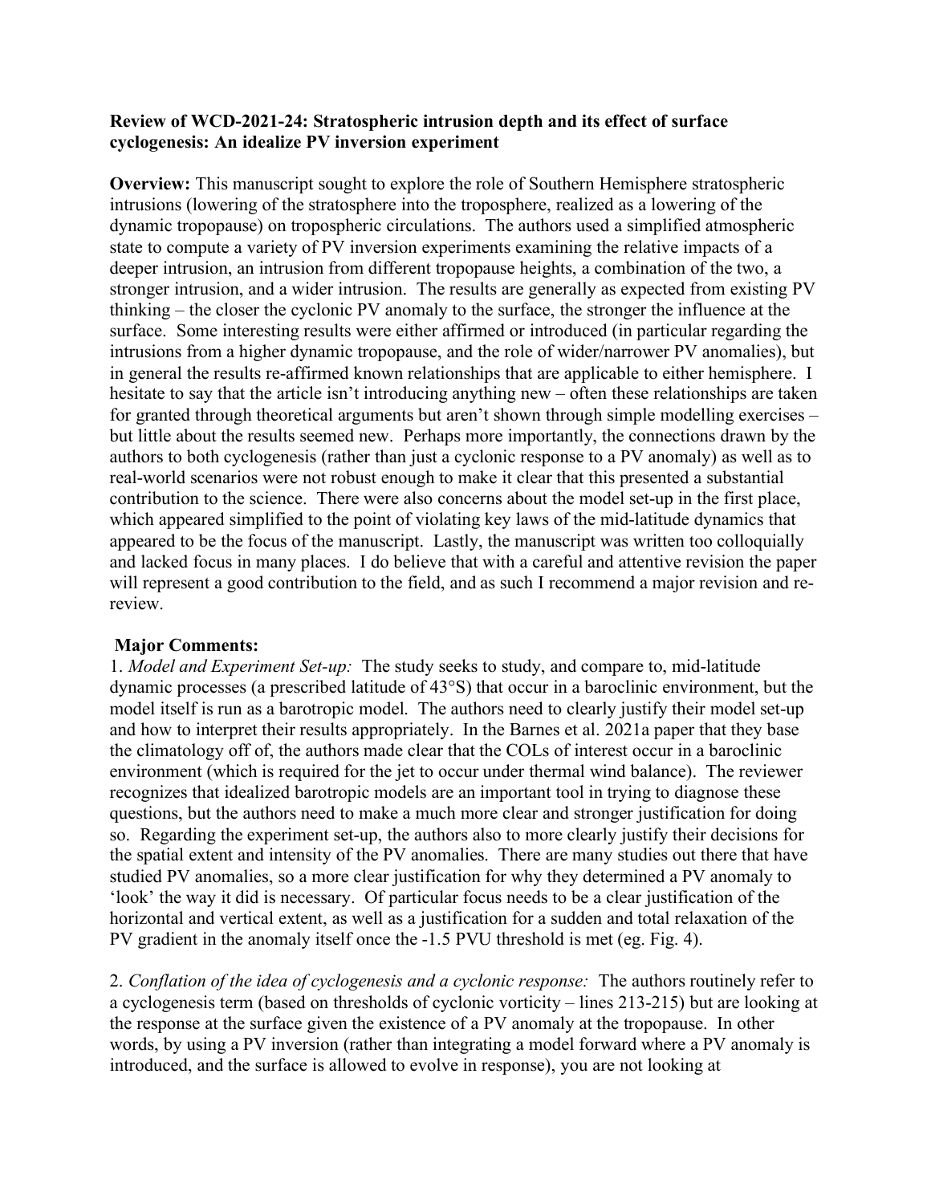**Review of WCD-2021-24: Stratospheric intrusion depth and its effect of surface cyclogenesis: An idealize PV inversion experiment**

**Overview:** This manuscript sought to explore the role of Southern Hemisphere stratospheric intrusions (lowering of the stratosphere into the troposphere, realized as a lowering of the dynamic tropopause) on tropospheric circulations. The authors used a simplified atmospheric state to compute a variety of PV inversion experiments examining the relative impacts of a deeper intrusion, an intrusion from different tropopause heights, a combination of the two, a stronger intrusion, and a wider intrusion. The results are generally as expected from existing PV thinking – the closer the cyclonic PV anomaly to the surface, the stronger the influence at the surface. Some interesting results were either affirmed or introduced (in particular regarding the intrusions from a higher dynamic tropopause, and the role of wider/narrower PV anomalies), but in general the results re-affirmed known relationships that are applicable to either hemisphere. I hesitate to say that the article isn't introducing anything new – often these relationships are taken for granted through theoretical arguments but aren't shown through simple modelling exercises – but little about the results seemed new. Perhaps more importantly, the connections drawn by the authors to both cyclogenesis (rather than just a cyclonic response to a PV anomaly) as well as to real-world scenarios were not robust enough to make it clear that this presented a substantial contribution to the science. There were also concerns about the model set-up in the first place, which appeared simplified to the point of violating key laws of the mid-latitude dynamics that appeared to be the focus of the manuscript. Lastly, the manuscript was written too colloquially and lacked focus in many places. I do believe that with a careful and attentive revision the paper will represent a good contribution to the field, and as such I recommend a major revision and re-review.

**Major Comments:**

1. *Model and Experiment Set-up:* The study seeks to study, and compare to, mid-latitude dynamic processes (a prescribed latitude of 43°S) that occur in a baroclinic environment, but the model itself is run as a barotropic model. The authors need to clearly justify their model set-up and how to interpret their results appropriately. In the Barnes et al. 2021a paper that they base the climatology off of, the authors made clear that the COLs of interest occur in a baroclinic environment (which is required for the jet to occur under thermal wind balance). The reviewer recognizes that idealized barotropic models are an important tool in trying to diagnose these questions, but the authors need to make a much more clear and stronger justification for doing so. Regarding the experiment set-up, the authors also to more clearly justify their decisions for the spatial extent and intensity of the PV anomalies. There are many studies out there that have studied PV anomalies, so a more clear justification for why they determined a PV anomaly to 'look' the way it did is necessary. Of particular focus needs to be a clear justification of the horizontal and vertical extent, as well as a justification for a sudden and total relaxation of the PV gradient in the anomaly itself once the -1.5 PVU threshold is met (eg. Fig. 4).

2. *Conflation of the idea of cyclogenesis and a cyclonic response:* The authors routinely refer to a cyclogenesis term (based on thresholds of cyclonic vorticity – lines 213-215) but are looking at the response at the surface given the existence of a PV anomaly at the tropopause. In other words, by using a PV inversion (rather than integrating a model forward where a PV anomaly is introduced, and the surface is allowed to evolve in response), you are not looking at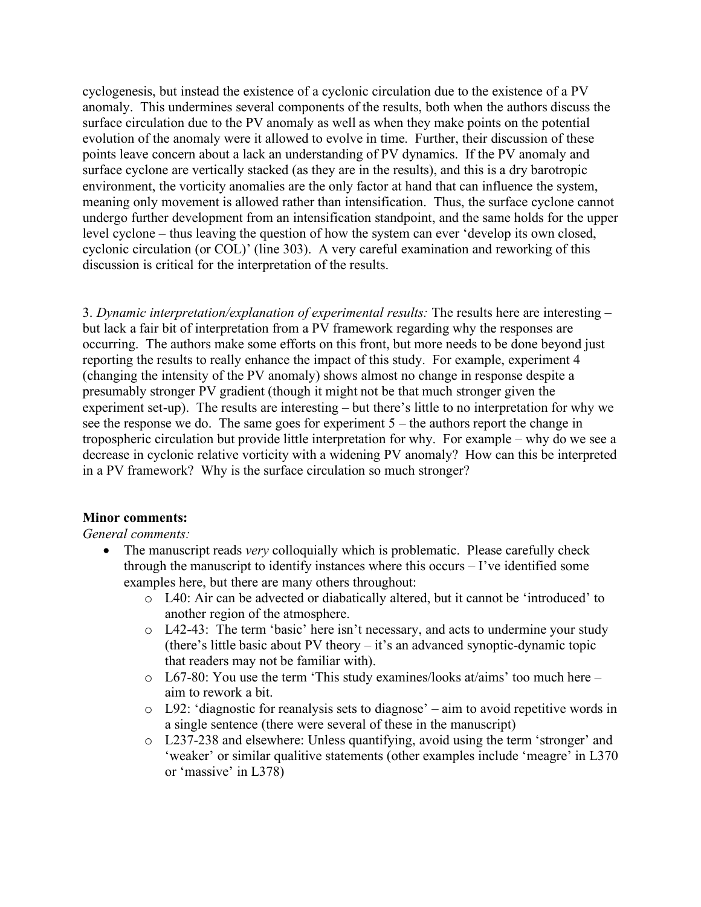cyclogenesis, but instead the existence of a cyclonic circulation due to the existence of a PV anomaly. This undermines several components of the results, both when the authors discuss the surface circulation due to the PV anomaly as well as when they make points on the potential evolution of the anomaly were it allowed to evolve in time. Further, their discussion of these points leave concern about a lack an understanding of PV dynamics. If the PV anomaly and surface cyclone are vertically stacked (as they are in the results), and this is a dry barotropic environment, the vorticity anomalies are the only factor at hand that can influence the system, meaning only movement is allowed rather than intensification. Thus, the surface cyclone cannot undergo further development from an intensification standpoint, and the same holds for the upper level cyclone – thus leaving the question of how the system can ever 'develop its own closed, cyclonic circulation (or COL)' (line 303). A very careful examination and reworking of this discussion is critical for the interpretation of the results.

3. *Dynamic interpretation/explanation of experimental results:* The results here are interesting – but lack a fair bit of interpretation from a PV framework regarding why the responses are occurring. The authors make some efforts on this front, but more needs to be done beyond just reporting the results to really enhance the impact of this study. For example, experiment 4 (changing the intensity of the PV anomaly) shows almost no change in response despite a presumably stronger PV gradient (though it might not be that much stronger given the experiment set-up). The results are interesting – but there's little to no interpretation for why we see the response we do. The same goes for experiment 5 – the authors report the change in tropospheric circulation but provide little interpretation for why. For example – why do we see a decrease in cyclonic relative vorticity with a widening PV anomaly? How can this be interpreted in a PV framework? Why is the surface circulation so much stronger?

**Minor comments:**

*General comments:*

- The manuscript reads *very* colloquially which is problematic. Please carefully check through the manuscript to identify instances where this occurs – I've identified some examples here, but there are many others throughout:
  - L40: Air can be advected or diabatically altered, but it cannot be 'introduced' to another region of the atmosphere.
  - L42-43: The term 'basic' here isn't necessary, and acts to undermine your study (there's little basic about PV theory – it's an advanced synoptic-dynamic topic that readers may not be familiar with).
  - L67-80: You use the term 'This study examines/looks at/aims' too much here – aim to rework a bit.
  - L92: 'diagnostic for reanalysis sets to diagnose' – aim to avoid repetitive words in a single sentence (there were several of these in the manuscript)
  - L237-238 and elsewhere: Unless quantifying, avoid using the term 'stronger' and 'weaker' or similar qualitive statements (other examples include 'meagre' in L370 or 'massive' in L378)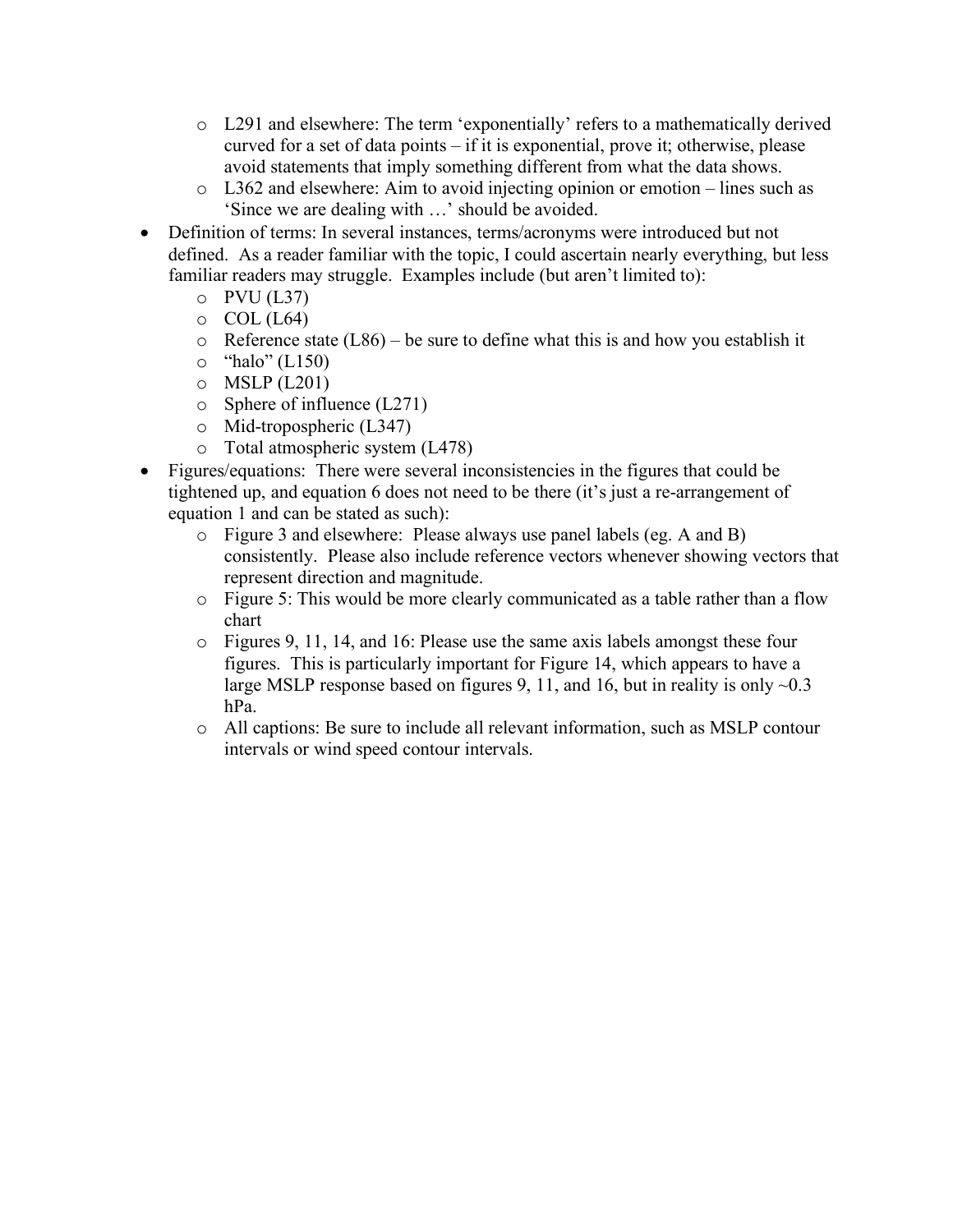- L291 and elsewhere: The term 'exponentially' refers to a mathematically derived curved for a set of data points – if it is exponential, prove it; otherwise, please avoid statements that imply something different from what the data shows.
  - L362 and elsewhere: Aim to avoid injecting opinion or emotion – lines such as 'Since we are dealing with …' should be avoided.
- Definition of terms: In several instances, terms/acronyms were introduced but not defined. As a reader familiar with the topic, I could ascertain nearly everything, but less familiar readers may struggle. Examples include (but aren't limited to):
  - PVU (L37)
  - COL (L64)
  - Reference state (L86) – be sure to define what this is and how you establish it
  - "halo" (L150)
  - MSLP (L201)
  - Sphere of influence (L271)
  - Mid-tropospheric (L347)
  - Total atmospheric system (L478)
- Figures/equations: There were several inconsistencies in the figures that could be tightened up, and equation 6 does not need to be there (it's just a re-arrangement of equation 1 and can be stated as such):
  - Figure 3 and elsewhere: Please always use panel labels (eg. A and B) consistently. Please also include reference vectors whenever showing vectors that represent direction and magnitude.
  - Figure 5: This would be more clearly communicated as a table rather than a flow chart
  - Figures 9, 11, 14, and 16: Please use the same axis labels amongst these four figures. This is particularly important for Figure 14, which appears to have a large MSLP response based on figures 9, 11, and 16, but in reality is only ~0.3 hPa.
  - All captions: Be sure to include all relevant information, such as MSLP contour intervals or wind speed contour intervals.